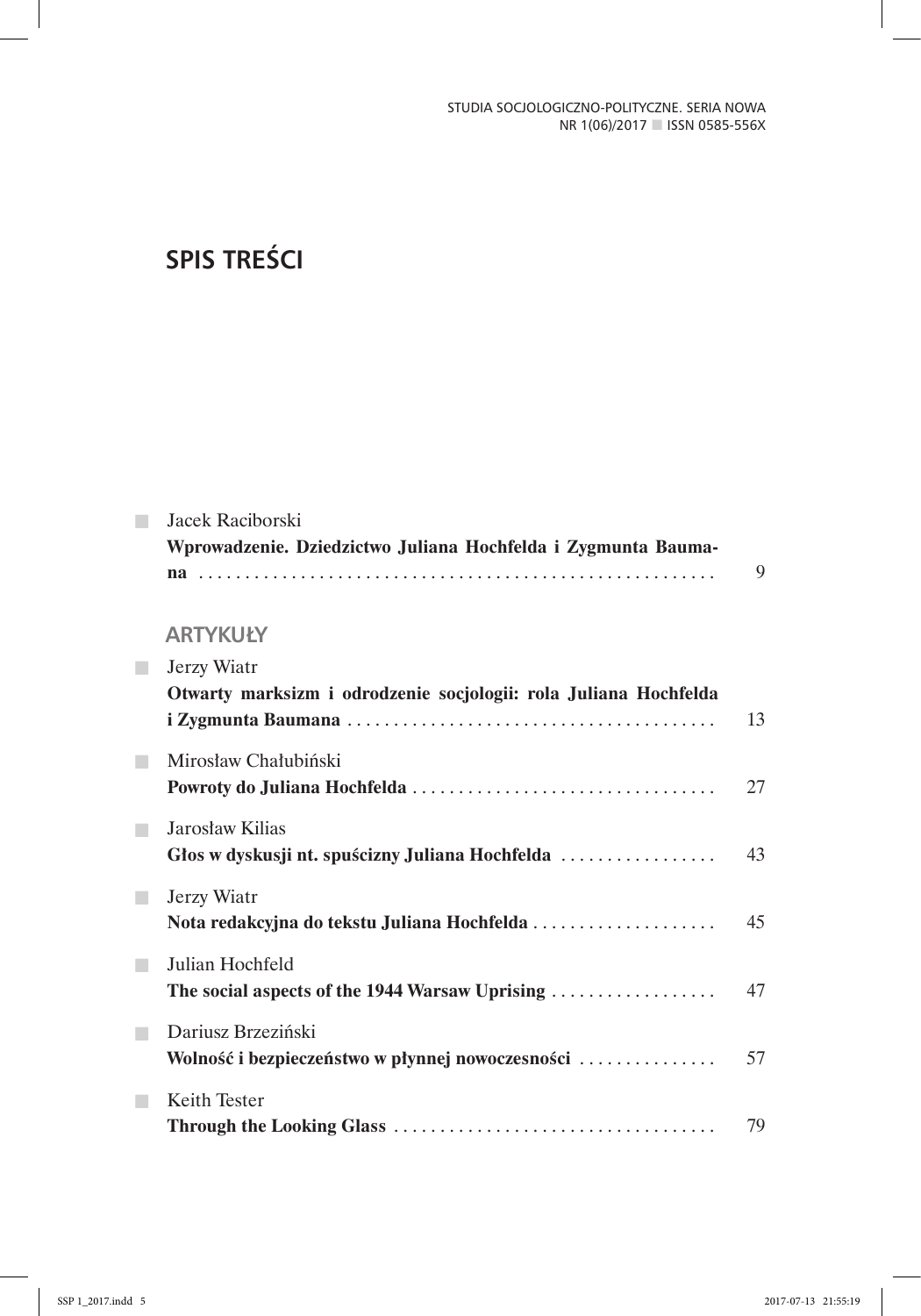# SPIS TREŚCI

Jacek Raciborski
**Wprowadzenie. Dziedzictwo Juliana Hochfelda i Zygmunta Baumana** ........ 9

## ARTYKUŁY

Jerzy Wiatr
**Otwarty marksizm i odrodzenie socjologii: rola Juliana Hochfelda i Zygmunta Baumana** ........ 13

Mirosław Chałubiński
**Powroty do Juliana Hochfelda** ........ 27

Jarosław Kilias
**Głos w dyskusji nt. spuścizny Juliana Hochfelda** ........ 43

Jerzy Wiatr
**Nota redakcyjna do tekstu Juliana Hochfelda** ........ 45

Julian Hochfeld
**The social aspects of the 1944 Warsaw Uprising** ........ 47

Dariusz Brzeziński
**Wolność i bezpieczeństwo w płynnej nowoczesności** ........ 57

Keith Tester
**Through the Looking Glass** ........ 79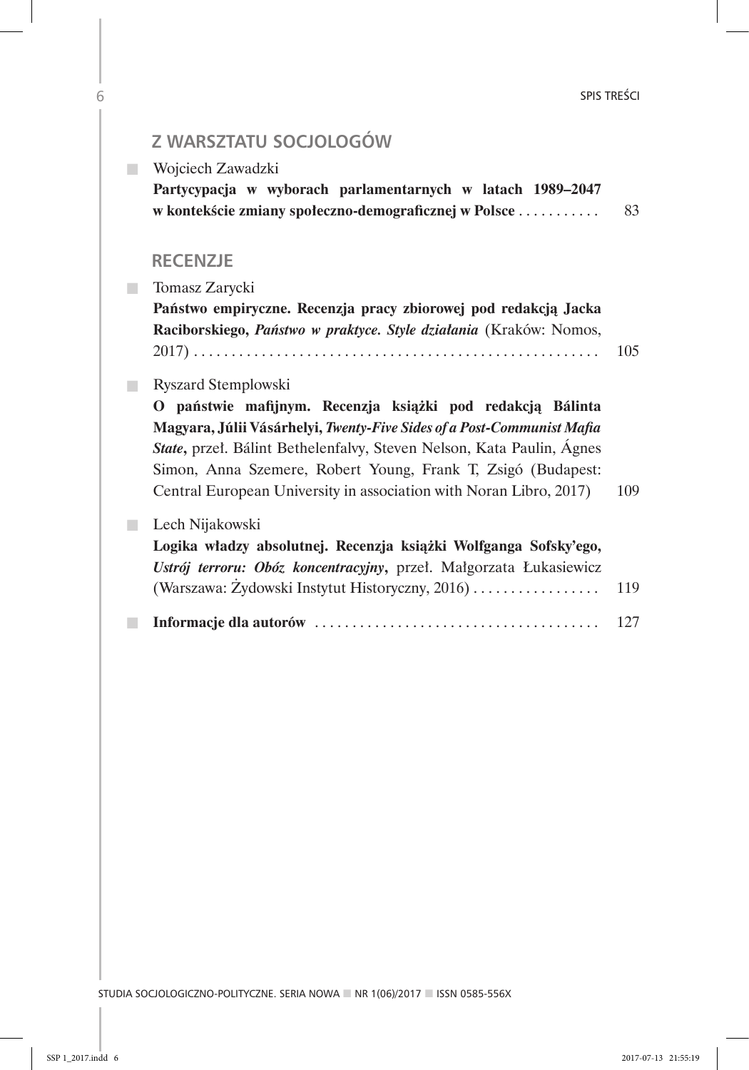## Z WARSZTATU SOCJOLOGÓW

- Wojciech Zawadzki
  **Partycypacja w wyborach parlamentarnych w latach 1989–2047 w kontekście zmiany społeczno-demograficznej w Polsce** . . . . . . . . . . . 83

## RECENZJE

- Tomasz Zarycki
  **Państwo empiryczne. Recenzja pracy zbiorowej pod redakcją Jacka Raciborskiego, *Państwo w praktyce. Style działania*** (Kraków: Nomos, 2017) . . . . . . . . . . . . . . . . . . . . . . . . . . . . . . . . . . . . . . . . . . . . . . . . . . . . . 105

- Ryszard Stemplowski
  **O państwie mafijnym. Recenzja książki pod redakcją Bálinta Magyara, Júlii Vásárhelyi, *Twenty-Five Sides of a Post-Communist Mafia State***, przeł. Bálint Bethelenfalvy, Steven Nelson, Kata Paulin, Ágnes Simon, Anna Szemere, Robert Young, Frank T, Zsigó (Budapest: Central European University in association with Noran Libro, 2017) 109

- Lech Nijakowski
  **Logika władzy absolutnej. Recenzja książki Wolfganga Sofsky'ego, *Ustrój terroru: Obóz koncentracyjny***, przeł. Małgorzata Łukasiewicz (Warszawa: Żydowski Instytut Historyczny, 2016) . . . . . . . . . . . . . . . . 119

- **Informacje dla autorów** . . . . . . . . . . . . . . . . . . . . . . . . . . . . . . . . . . . . . . 127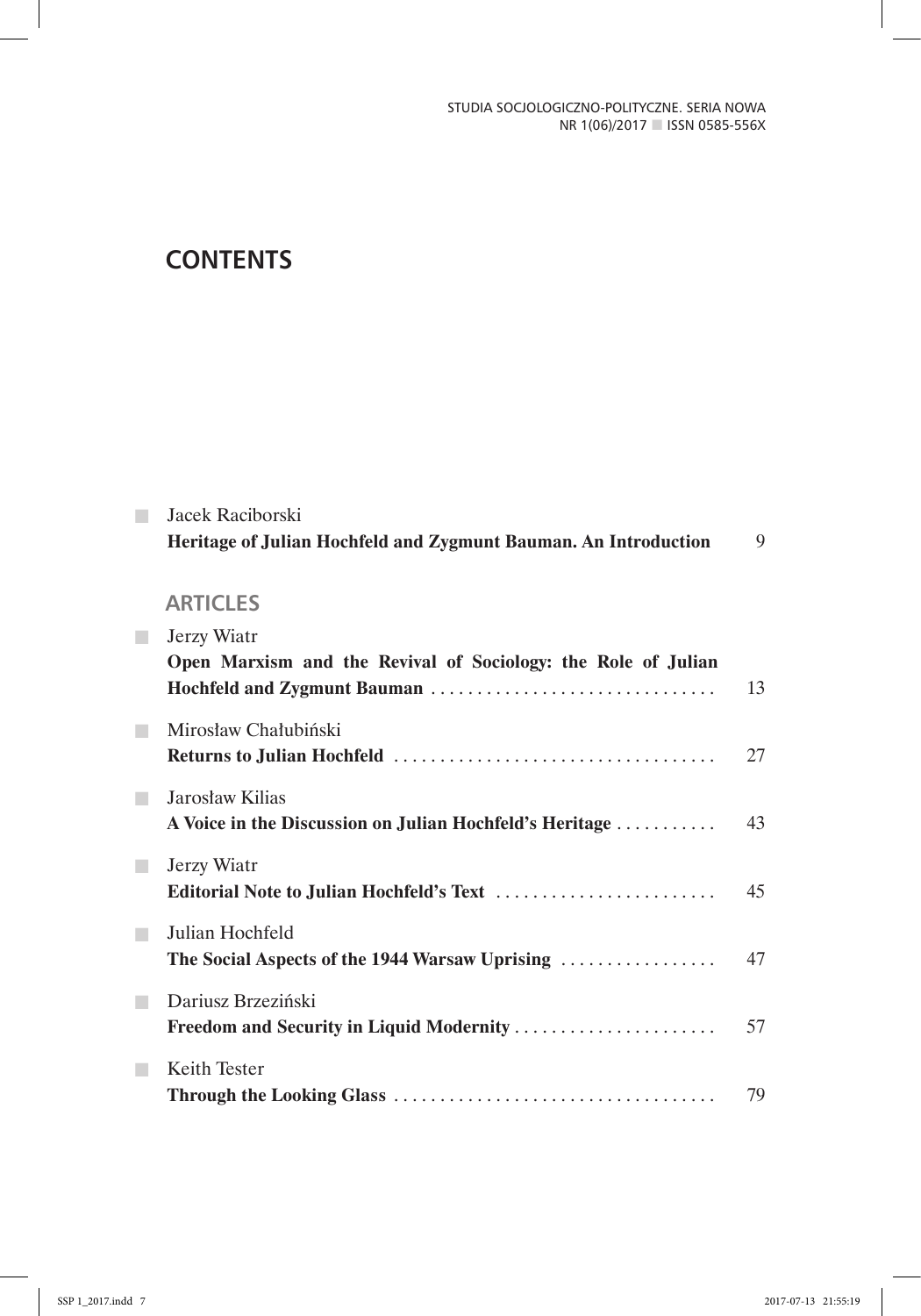# CONTENTS

Jacek Raciborski
**Heritage of Julian Hochfeld and Zygmunt Bauman. An Introduction** 9

## ARTICLES

Jerzy Wiatr
**Open Marxism and the Revival of Sociology: the Role of Julian Hochfeld and Zygmunt Bauman** 13

Mirosław Chałubiński
**Returns to Julian Hochfeld** 27

Jarosław Kilias
**A Voice in the Discussion on Julian Hochfeld's Heritage** 43

Jerzy Wiatr
**Editorial Note to Julian Hochfeld's Text** 45

Julian Hochfeld
**The Social Aspects of the 1944 Warsaw Uprising** 47

Dariusz Brzeziński
**Freedom and Security in Liquid Modernity** 57

Keith Tester
**Through the Looking Glass** 79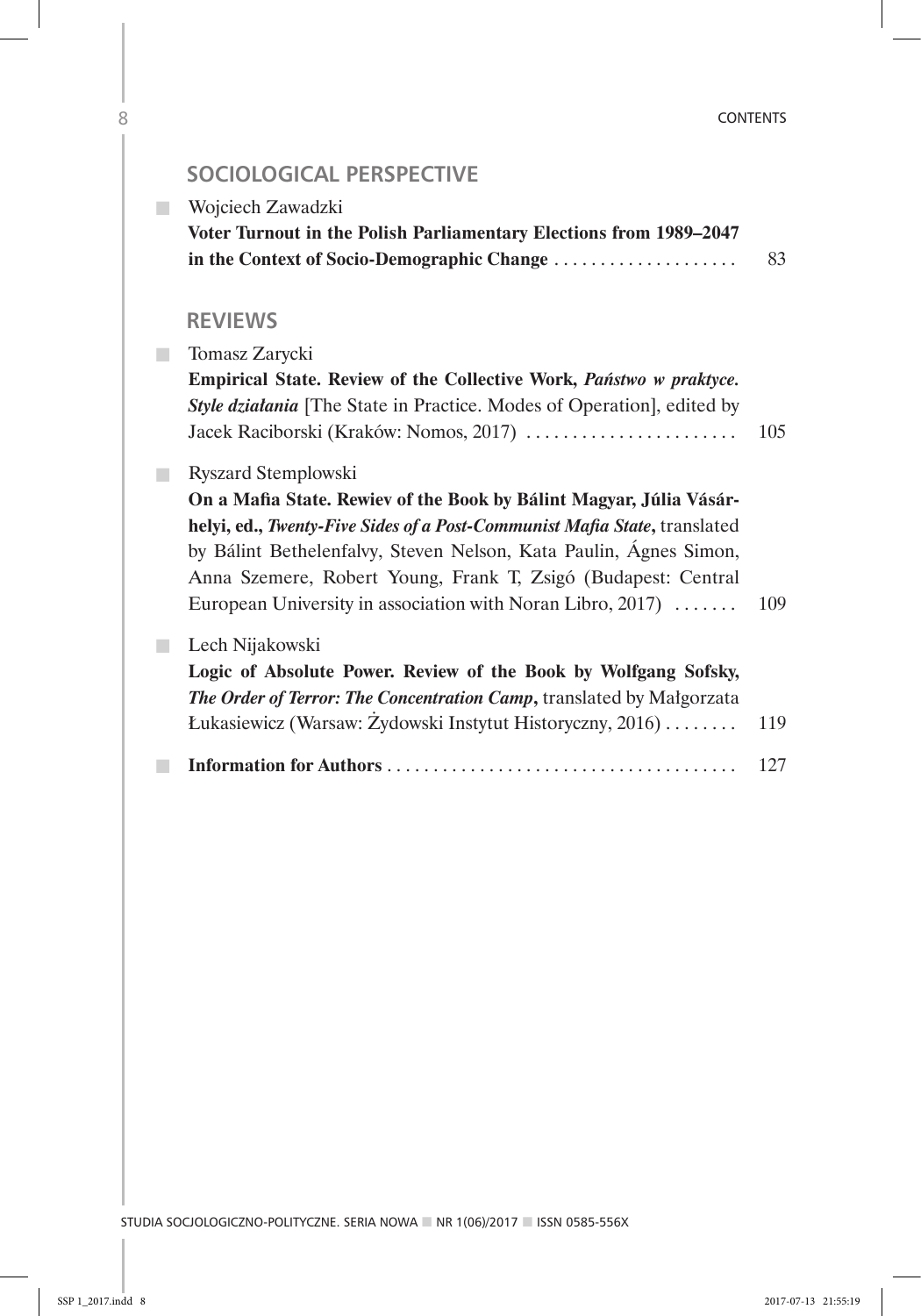## SOCIOLOGICAL PERSPECTIVE

- Wojciech Zawadzki
  **Voter Turnout in the Polish Parliamentary Elections from 1989–2047 in the Context of Socio-Demographic Change** .................... 83

## REVIEWS

- Tomasz Zarycki
  **Empirical State. Review of the Collective Work, *Państwo w praktyce. Style działania*** [The State in Practice. Modes of Operation], edited by Jacek Raciborski (Kraków: Nomos, 2017) ....................... 105

- Ryszard Stemplowski
  **On a Mafia State. Rewiev of the Book by Bálint Magyar, Júlia Vásárhelyi, ed., *Twenty-Five Sides of a Post-Communist Mafia State*,** translated by Bálint Bethelenfalvy, Steven Nelson, Kata Paulin, Ágnes Simon, Anna Szemere, Robert Young, Frank T, Zsigó (Budapest: Central European University in association with Noran Libro, 2017) ....... 109

- Lech Nijakowski
  **Logic of Absolute Power. Review of the Book by Wolfgang Sofsky, *The Order of Terror: The Concentration Camp*,** translated by Małgorzata Łukasiewicz (Warsaw: Żydowski Instytut Historyczny, 2016) ........ 119

- **Information for Authors** ...................................... 127